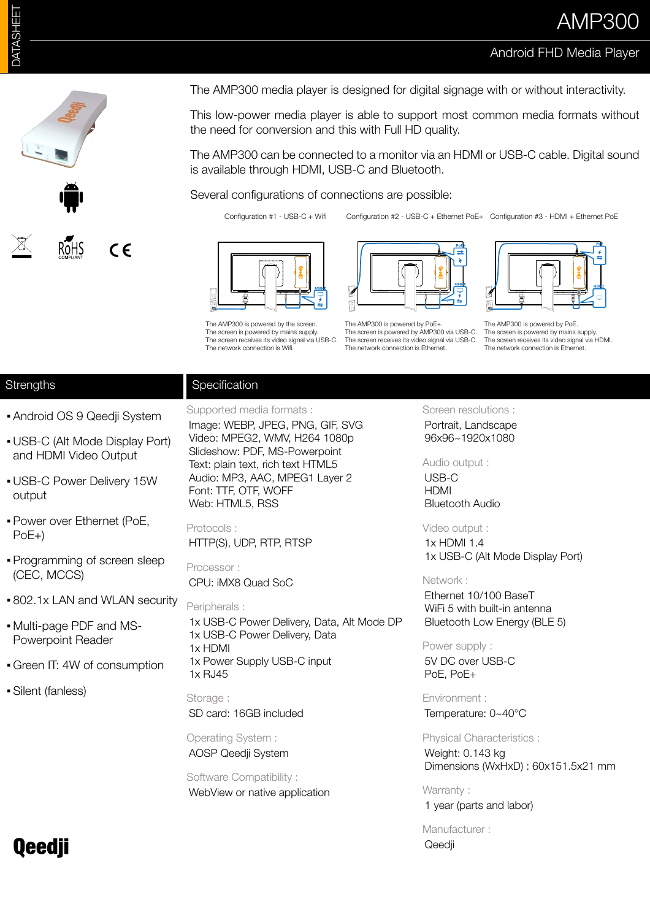# AMP300

## Android FHD Media Player

The AMP300 media player is designed for digital signage with or without interactivity.

This low-power media player is able to support most common media formats without the need for conversion and this with Full HD quality.

The AMP300 can be connected to a monitor via an HDMI or USB-C cable. Digital sound is available through HDMI, USB-C and Bluetooth.

Several configurations of connections are possible:

**Configuration #1 - USB-C + Wifi**

The AMP300 is powered by the screen.
The screen is powered by mains supply.
The screen receives its video signal via USB-C.
The network connection is Wifi.

**Configuration #2 - USB-C + Ethernet PoE+**

The AMP300 is powered by PoE+.
The screen is powered by AMP300 via USB-C.
The screen receives its video signal via USB-C.
The network connection is Ethernet.

**Configuration #3 - HDMI + Ethernet PoE**

The AMP300 is powered by PoE.
The screen is powered by mains supply.
The screen receives its video signal via HDMI.
The network connection is Ethernet.

## Strengths

- Android OS 9 Qeedji System
- USB-C (Alt Mode Display Port) and HDMI Video Output
- USB-C Power Delivery 15W output
- Power over Ethernet (PoE, PoE+)
- Programming of screen sleep (CEC, MCCS)
- 802.1x LAN and WLAN security
- Multi-page PDF and MS-Powerpoint Reader
- Green IT: 4W of consumption
- Silent (fanless)

## Specification

**Supported media formats :**
Image: WEBP, JPEG, PNG, GIF, SVG
Video: MPEG2, WMV, H264 1080p
Slideshow: PDF, MS-Powerpoint
Text: plain text, rich text HTML5
Audio: MP3, AAC, MPEG1 Layer 2
Font: TTF, OTF, WOFF
Web: HTML5, RSS

**Protocols :**
HTTP(S), UDP, RTP, RTSP

**Processor :**
CPU: iMX8 Quad SoC

**Peripherals :**
1x USB-C Power Delivery, Data, Alt Mode DP
1x USB-C Power Delivery, Data
1x HDMI
1x Power Supply USB-C input
1x RJ45

**Storage :**
SD card: 16GB included

**Operating System :**
AOSP Qeedji System

**Software Compatibility :**
WebView or native application

**Screen resolutions :**
Portrait, Landscape
96x96~1920x1080

**Audio output :**
USB-C
HDMI
Bluetooth Audio

**Video output :**
1x HDMI 1.4
1x USB-C (Alt Mode Display Port)

**Network :**
Ethernet 10/100 BaseT
WiFi 5 with built-in antenna
Bluetooth Low Energy (BLE 5)

**Power supply :**
5V DC over USB-C
PoE, PoE+

**Environment :**
Temperature: 0~40°C

**Physical Characteristics :**
Weight: 0.143 kg
Dimensions (WxHxD) : 60x151.5x21 mm

**Warranty :**
1 year (parts and labor)

**Manufacturer :**
Qeedji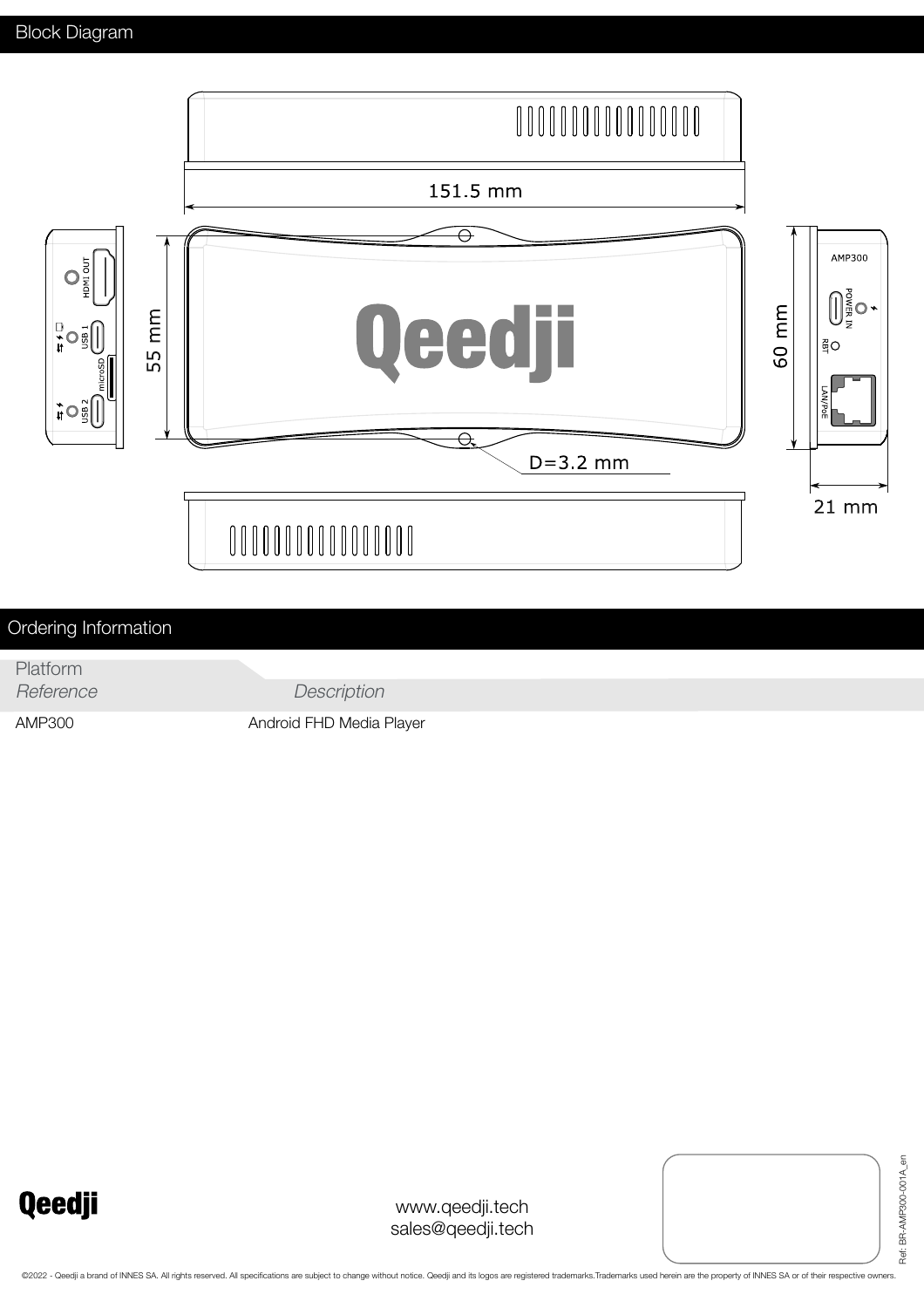## Block Diagram

151.5 mm

55 mm

60 mm

D=3.2 mm

21 mm

HDMI OUT

USB 1

microSD

USB 2

AMP300

POWER IN

RBT

LAN/PoE

## Ordering Information

| Platform Reference | Description |
|---|---|
| AMP300 | Android FHD Media Player |

www.qeedji.tech
sales@qeedji.tech

Ref: BR-AMP300-001A_en

©2022 - Qeedji a brand of INNES SA. All rights reserved. All specifications are subject to change without notice. Qeedji and its logos are registered trademarks.Trademarks used herein are the property of INNES SA or of their respective owners.